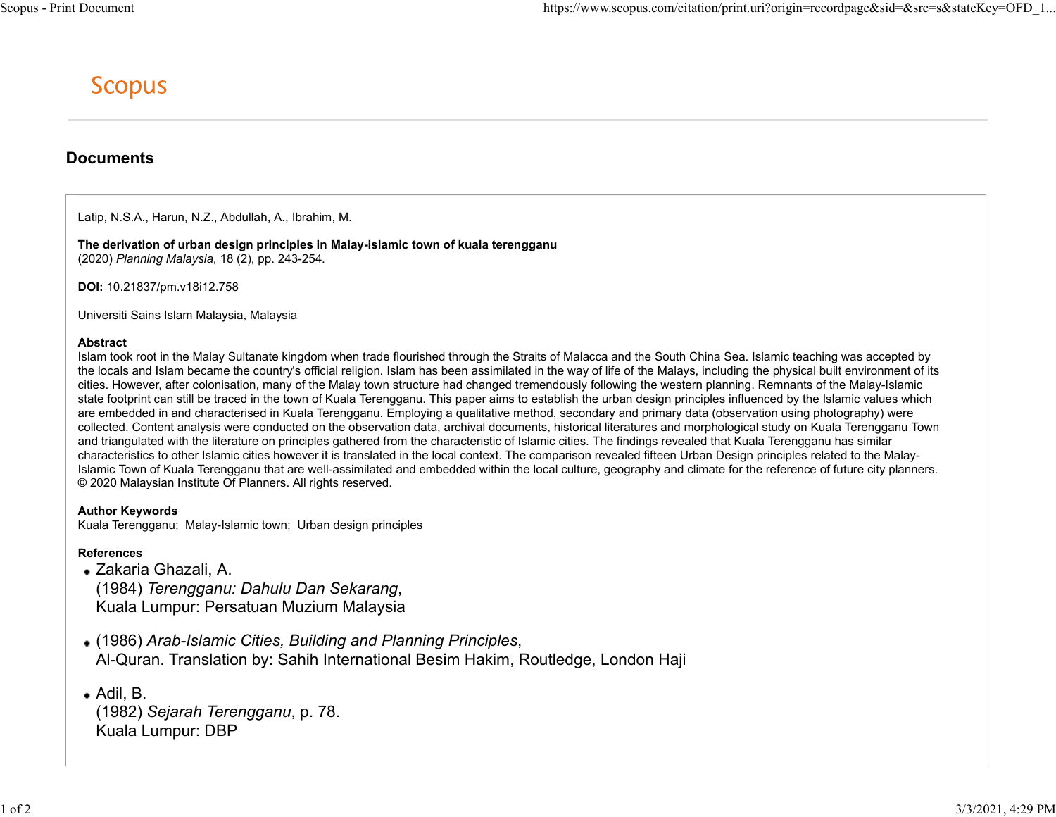# Scopus

## Documents

Latip, N.S.A., Harun, N.Z., Abdullah, A., Ibrahim, M.

**The derivation of urban design principles in Malay-islamic town of kuala terengganu**
(2020) *Planning Malaysia*, 18 (2), pp. 243-254.

**DOI:** 10.21837/pm.v18i12.758

Universiti Sains Islam Malaysia, Malaysia

**Abstract**
Islam took root in the Malay Sultanate kingdom when trade flourished through the Straits of Malacca and the South China Sea. Islamic teaching was accepted by the locals and Islam became the country's official religion. Islam has been assimilated in the way of life of the Malays, including the physical built environment of its cities. However, after colonisation, many of the Malay town structure had changed tremendously following the western planning. Remnants of the Malay-Islamic state footprint can still be traced in the town of Kuala Terengganu. This paper aims to establish the urban design principles influenced by the Islamic values which are embedded in and characterised in Kuala Terengganu. Employing a qualitative method, secondary and primary data (observation using photography) were collected. Content analysis were conducted on the observation data, archival documents, historical literatures and morphological study on Kuala Terengganu Town and triangulated with the literature on principles gathered from the characteristic of Islamic cities. The findings revealed that Kuala Terengganu has similar characteristics to other Islamic cities however it is translated in the local context. The comparison revealed fifteen Urban Design principles related to the Malay-Islamic Town of Kuala Terengganu that are well-assimilated and embedded within the local culture, geography and climate for the reference of future city planners.
© 2020 Malaysian Institute Of Planners. All rights reserved.

**Author Keywords**
Kuala Terengganu; Malay-Islamic town; Urban design principles

**References**

- Zakaria Ghazali, A.
  (1984) *Terengganu: Dahulu Dan Sekarang*,
  Kuala Lumpur: Persatuan Muzium Malaysia

- (1986) *Arab-Islamic Cities, Building and Planning Principles*,
  Al-Quran. Translation by: Sahih International Besim Hakim, Routledge, London Haji

- Adil, B.
  (1982) *Sejarah Terengganu*, p. 78.
  Kuala Lumpur: DBP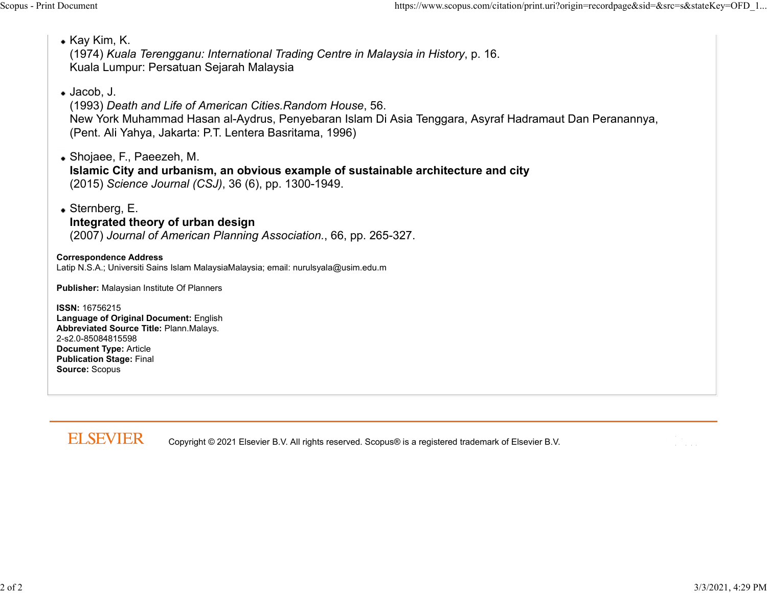- Kay Kim, K.
(1974) *Kuala Terengganu: International Trading Centre in Malaysia in History*, p. 16.
Kuala Lumpur: Persatuan Sejarah Malaysia

- Jacob, J.
(1993) *Death and Life of American Cities.Random House*, 56.
New York Muhammad Hasan al-Aydrus, Penyebaran Islam Di Asia Tenggara, Asyraf Hadramaut Dan Peranannya, (Pent. Ali Yahya, Jakarta: P.T. Lentera Basritama, 1996)

- Shojaee, F., Paeezeh, M.
**Islamic City and urbanism, an obvious example of sustainable architecture and city**
(2015) *Science Journal (CSJ)*, 36 (6), pp. 1300-1949.

- Sternberg, E.
**Integrated theory of urban design**
(2007) *Journal of American Planning Association.*, 66, pp. 265-327.

**Correspondence Address**
Latip N.S.A.; Universiti Sains Islam MalaysiaMalaysia; email: nurulsyala@usim.edu.m

**Publisher:** Malaysian Institute Of Planners

**ISSN:** 16756215
**Language of Original Document:** English
**Abbreviated Source Title:** Plann.Malays.
2-s2.0-85084815598
**Document Type:** Article
**Publication Stage:** Final
**Source:** Scopus

ELSEVIER Copyright © 2021 Elsevier B.V. All rights reserved. Scopus® is a registered trademark of Elsevier B.V.